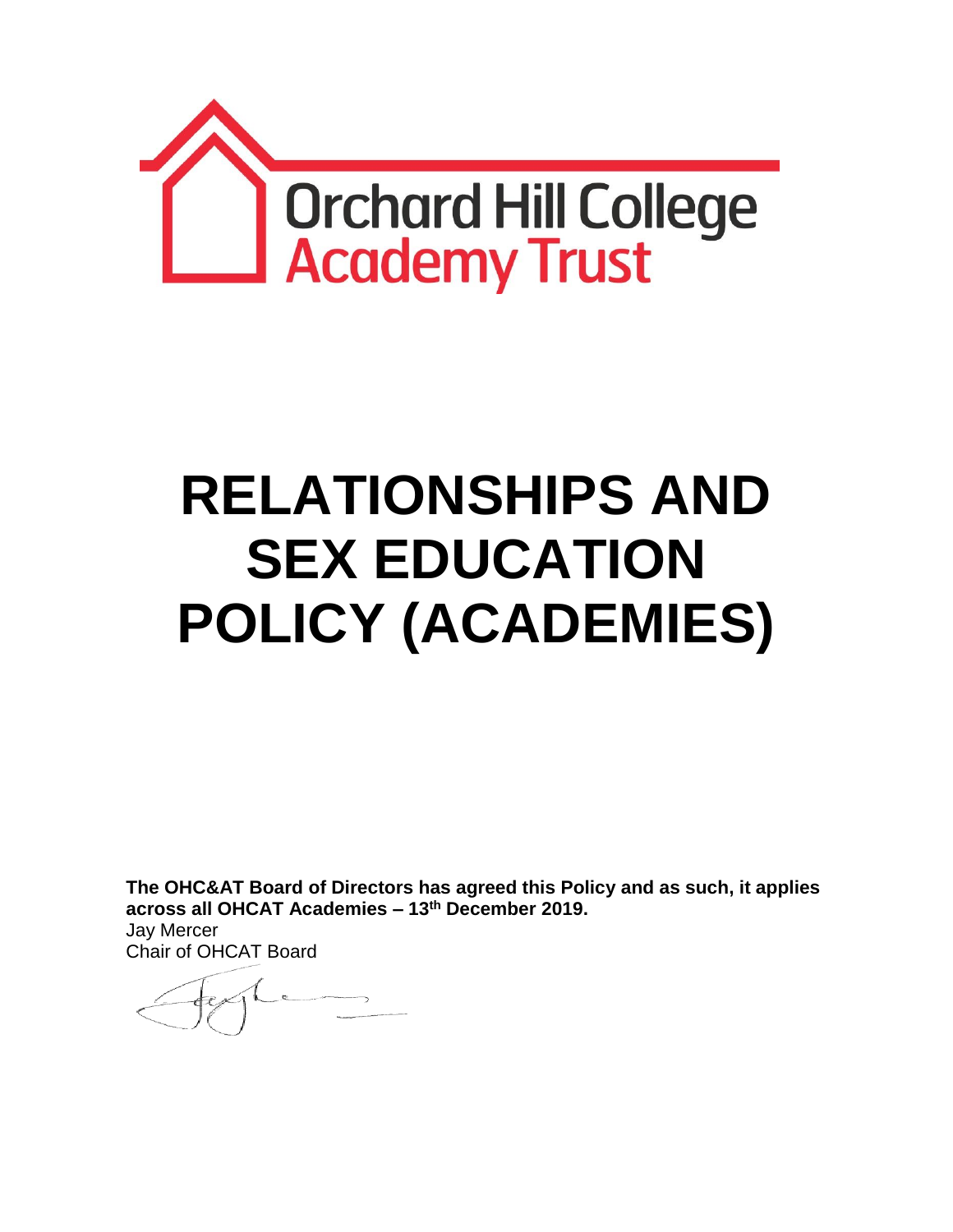Orchard Hill College
Academy Trust

# RELATIONSHIPS AND SEX EDUCATION POLICY (ACADEMIES)

**The OHC&AT Board of Directors has agreed this Policy and as such, it applies across all OHCAT Academies – 13th December 2019.**

Jay Mercer
Chair of OHCAT Board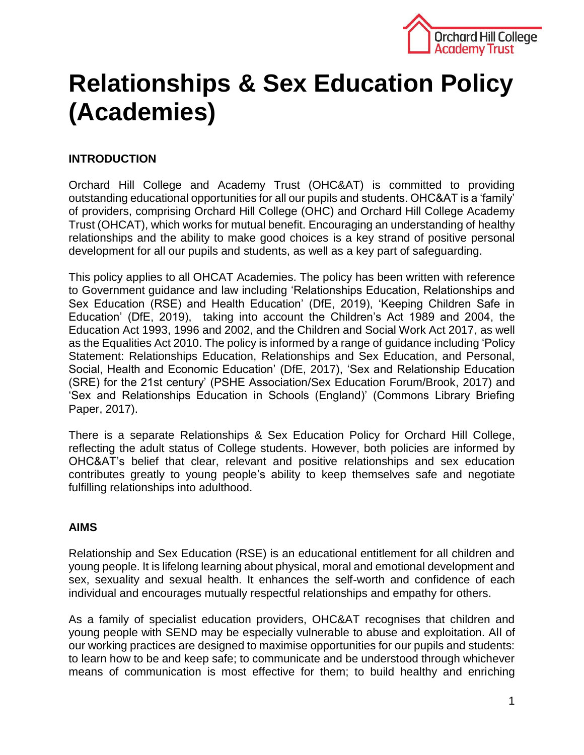# Relationships & Sex Education Policy (Academies)

## INTRODUCTION

Orchard Hill College and Academy Trust (OHC&AT) is committed to providing outstanding educational opportunities for all our pupils and students. OHC&AT is a 'family' of providers, comprising Orchard Hill College (OHC) and Orchard Hill College Academy Trust (OHCAT), which works for mutual benefit. Encouraging an understanding of healthy relationships and the ability to make good choices is a key strand of positive personal development for all our pupils and students, as well as a key part of safeguarding.

This policy applies to all OHCAT Academies. The policy has been written with reference to Government guidance and law including 'Relationships Education, Relationships and Sex Education (RSE) and Health Education' (DfE, 2019), 'Keeping Children Safe in Education' (DfE, 2019), taking into account the Children's Act 1989 and 2004, the Education Act 1993, 1996 and 2002, and the Children and Social Work Act 2017, as well as the Equalities Act 2010. The policy is informed by a range of guidance including 'Policy Statement: Relationships Education, Relationships and Sex Education, and Personal, Social, Health and Economic Education' (DfE, 2017), 'Sex and Relationship Education (SRE) for the 21st century' (PSHE Association/Sex Education Forum/Brook, 2017) and 'Sex and Relationships Education in Schools (England)' (Commons Library Briefing Paper, 2017).

There is a separate Relationships & Sex Education Policy for Orchard Hill College, reflecting the adult status of College students. However, both policies are informed by OHC&AT's belief that clear, relevant and positive relationships and sex education contributes greatly to young people's ability to keep themselves safe and negotiate fulfilling relationships into adulthood.

## AIMS

Relationship and Sex Education (RSE) is an educational entitlement for all children and young people. It is lifelong learning about physical, moral and emotional development and sex, sexuality and sexual health. It enhances the self-worth and confidence of each individual and encourages mutually respectful relationships and empathy for others.

As a family of specialist education providers, OHC&AT recognises that children and young people with SEND may be especially vulnerable to abuse and exploitation. All of our working practices are designed to maximise opportunities for our pupils and students: to learn how to be and keep safe; to communicate and be understood through whichever means of communication is most effective for them; to build healthy and enriching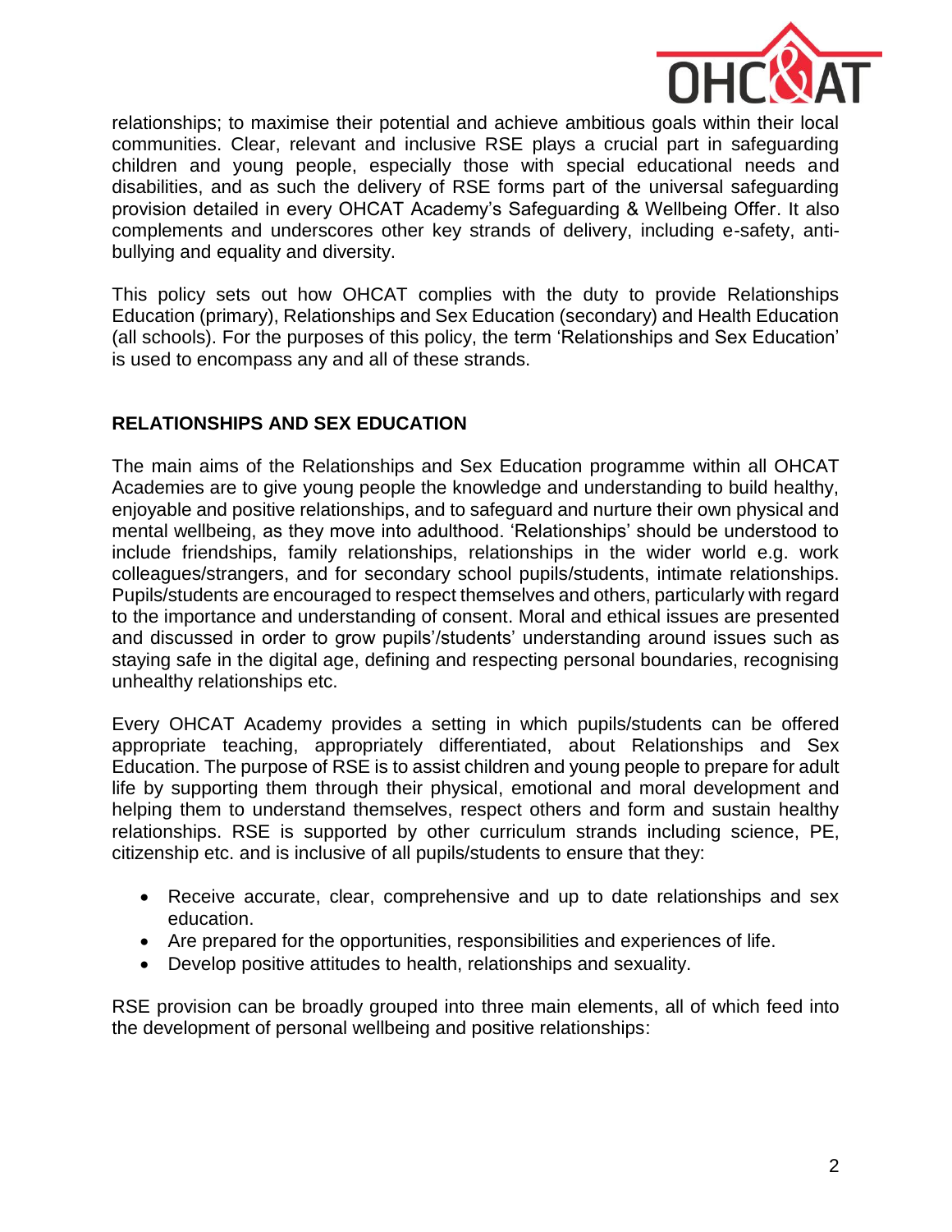relationships; to maximise their potential and achieve ambitious goals within their local communities. Clear, relevant and inclusive RSE plays a crucial part in safeguarding children and young people, especially those with special educational needs and disabilities, and as such the delivery of RSE forms part of the universal safeguarding provision detailed in every OHCAT Academy's Safeguarding & Wellbeing Offer. It also complements and underscores other key strands of delivery, including e-safety, anti-bullying and equality and diversity.

This policy sets out how OHCAT complies with the duty to provide Relationships Education (primary), Relationships and Sex Education (secondary) and Health Education (all schools). For the purposes of this policy, the term 'Relationships and Sex Education' is used to encompass any and all of these strands.

## RELATIONSHIPS AND SEX EDUCATION

The main aims of the Relationships and Sex Education programme within all OHCAT Academies are to give young people the knowledge and understanding to build healthy, enjoyable and positive relationships, and to safeguard and nurture their own physical and mental wellbeing, as they move into adulthood. 'Relationships' should be understood to include friendships, family relationships, relationships in the wider world e.g. work colleagues/strangers, and for secondary school pupils/students, intimate relationships. Pupils/students are encouraged to respect themselves and others, particularly with regard to the importance and understanding of consent. Moral and ethical issues are presented and discussed in order to grow pupils'/students' understanding around issues such as staying safe in the digital age, defining and respecting personal boundaries, recognising unhealthy relationships etc.

Every OHCAT Academy provides a setting in which pupils/students can be offered appropriate teaching, appropriately differentiated, about Relationships and Sex Education. The purpose of RSE is to assist children and young people to prepare for adult life by supporting them through their physical, emotional and moral development and helping them to understand themselves, respect others and form and sustain healthy relationships. RSE is supported by other curriculum strands including science, PE, citizenship etc. and is inclusive of all pupils/students to ensure that they:

- Receive accurate, clear, comprehensive and up to date relationships and sex education.
- Are prepared for the opportunities, responsibilities and experiences of life.
- Develop positive attitudes to health, relationships and sexuality.

RSE provision can be broadly grouped into three main elements, all of which feed into the development of personal wellbeing and positive relationships: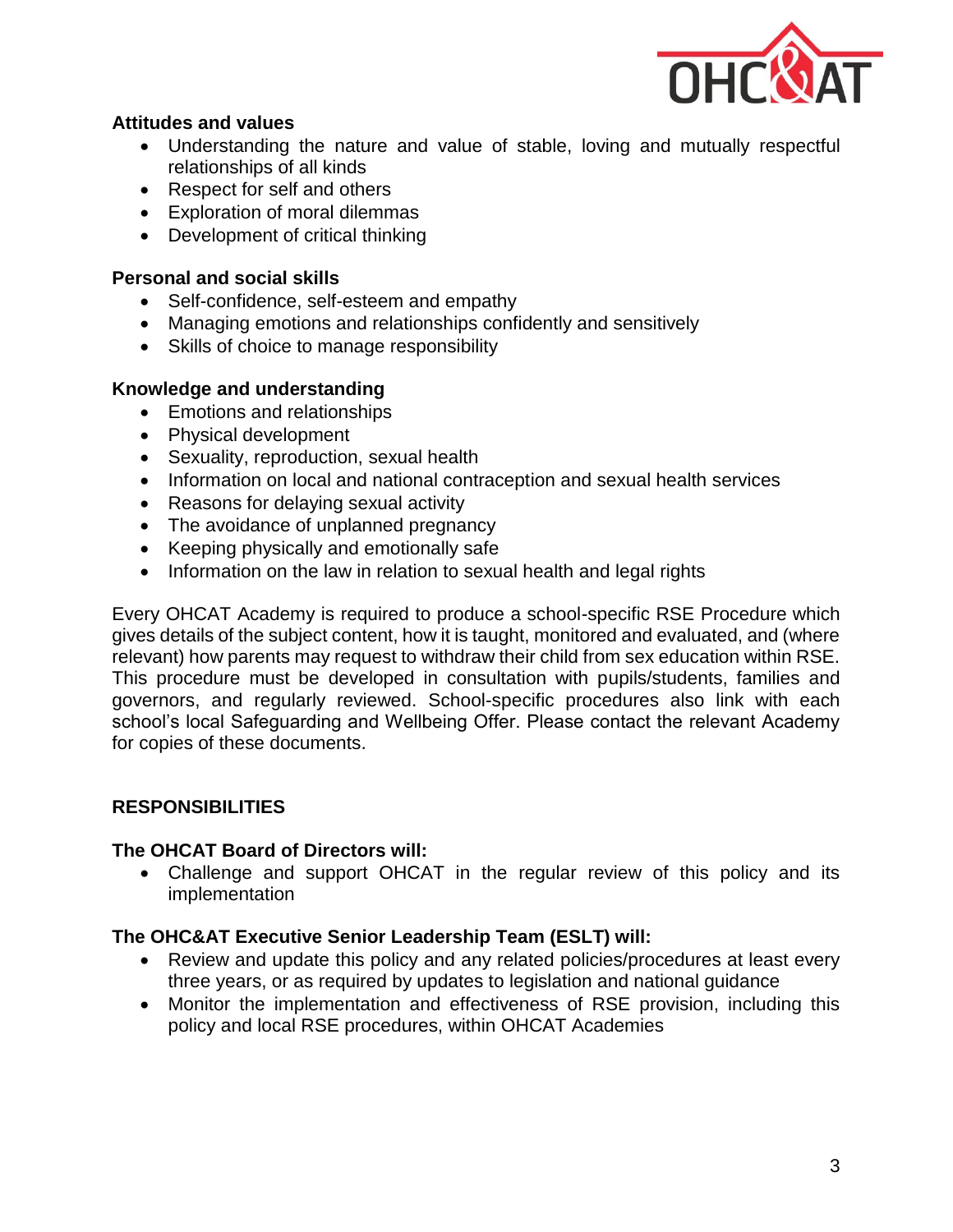**Attitudes and values**

- Understanding the nature and value of stable, loving and mutually respectful relationships of all kinds
- Respect for self and others
- Exploration of moral dilemmas
- Development of critical thinking

**Personal and social skills**

- Self-confidence, self-esteem and empathy
- Managing emotions and relationships confidently and sensitively
- Skills of choice to manage responsibility

**Knowledge and understanding**

- Emotions and relationships
- Physical development
- Sexuality, reproduction, sexual health
- Information on local and national contraception and sexual health services
- Reasons for delaying sexual activity
- The avoidance of unplanned pregnancy
- Keeping physically and emotionally safe
- Information on the law in relation to sexual health and legal rights

Every OHCAT Academy is required to produce a school-specific RSE Procedure which gives details of the subject content, how it is taught, monitored and evaluated, and (where relevant) how parents may request to withdraw their child from sex education within RSE. This procedure must be developed in consultation with pupils/students, families and governors, and regularly reviewed. School-specific procedures also link with each school's local Safeguarding and Wellbeing Offer. Please contact the relevant Academy for copies of these documents.

## RESPONSIBILITIES

**The OHCAT Board of Directors will:**

- Challenge and support OHCAT in the regular review of this policy and its implementation

**The OHC&AT Executive Senior Leadership Team (ESLT) will:**

- Review and update this policy and any related policies/procedures at least every three years, or as required by updates to legislation and national guidance
- Monitor the implementation and effectiveness of RSE provision, including this policy and local RSE procedures, within OHCAT Academies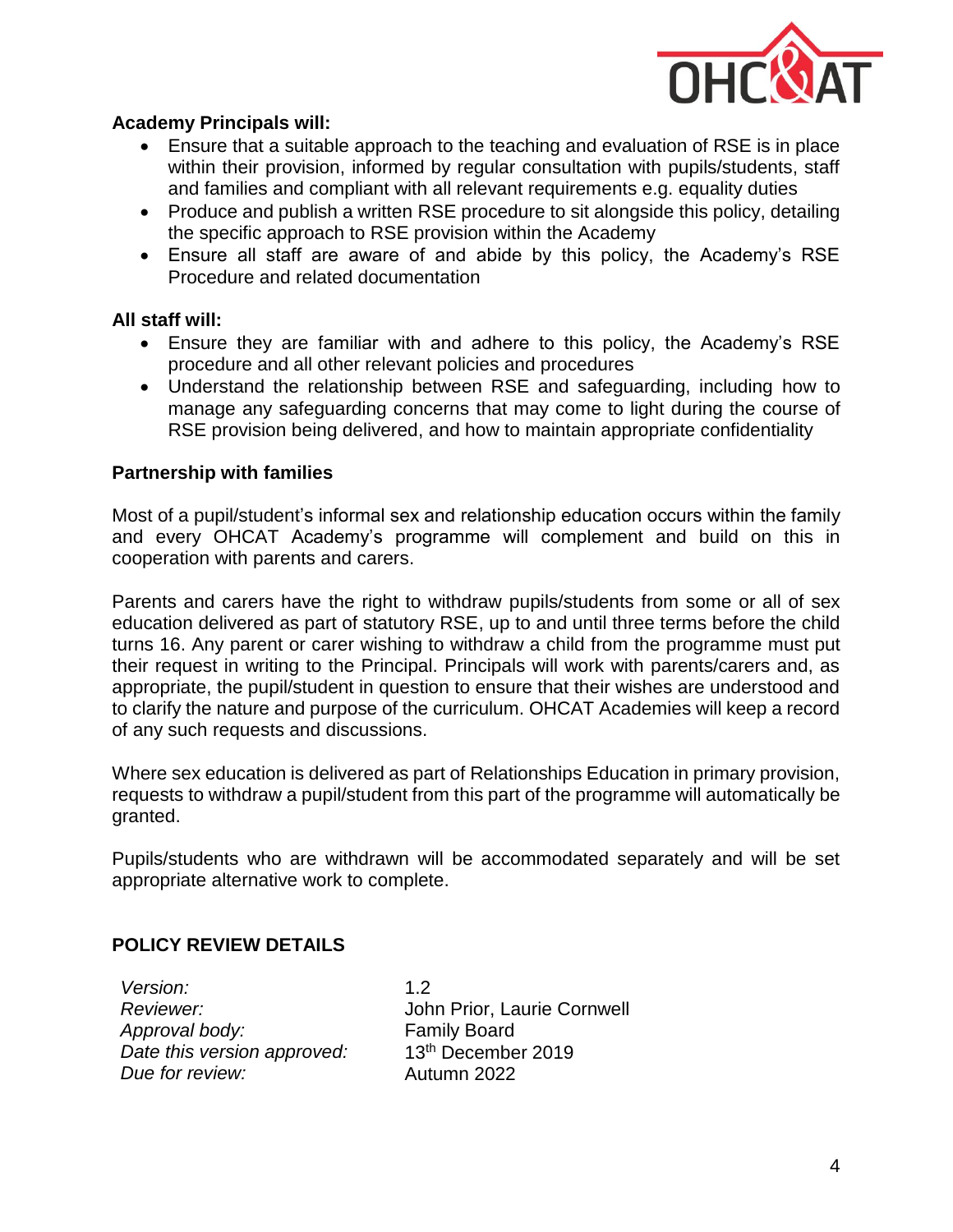**Academy Principals will:**

- Ensure that a suitable approach to the teaching and evaluation of RSE is in place within their provision, informed by regular consultation with pupils/students, staff and families and compliant with all relevant requirements e.g. equality duties
- Produce and publish a written RSE procedure to sit alongside this policy, detailing the specific approach to RSE provision within the Academy
- Ensure all staff are aware of and abide by this policy, the Academy's RSE Procedure and related documentation

**All staff will:**

- Ensure they are familiar with and adhere to this policy, the Academy's RSE procedure and all other relevant policies and procedures
- Understand the relationship between RSE and safeguarding, including how to manage any safeguarding concerns that may come to light during the course of RSE provision being delivered, and how to maintain appropriate confidentiality

**Partnership with families**

Most of a pupil/student's informal sex and relationship education occurs within the family and every OHCAT Academy's programme will complement and build on this in cooperation with parents and carers.

Parents and carers have the right to withdraw pupils/students from some or all of sex education delivered as part of statutory RSE, up to and until three terms before the child turns 16. Any parent or carer wishing to withdraw a child from the programme must put their request in writing to the Principal. Principals will work with parents/carers and, as appropriate, the pupil/student in question to ensure that their wishes are understood and to clarify the nature and purpose of the curriculum. OHCAT Academies will keep a record of any such requests and discussions.

Where sex education is delivered as part of Relationships Education in primary provision, requests to withdraw a pupil/student from this part of the programme will automatically be granted.

Pupils/students who are withdrawn will be accommodated separately and will be set appropriate alternative work to complete.

**POLICY REVIEW DETAILS**

| | |
|---|---|
| *Version:* | 1.2 |
| *Reviewer:* | John Prior, Laurie Cornwell |
| *Approval body:* | Family Board |
| *Date this version approved:* | 13th December 2019 |
| *Due for review:* | Autumn 2022 |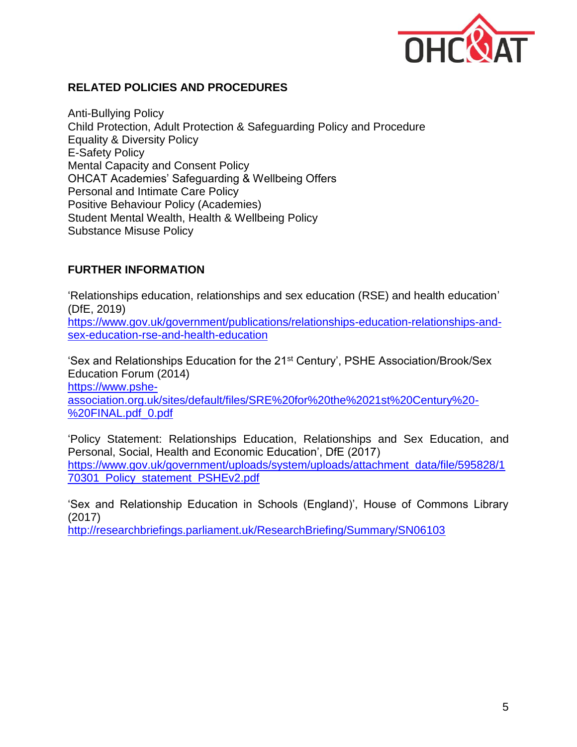## RELATED POLICIES AND PROCEDURES

Anti-Bullying Policy
Child Protection, Adult Protection & Safeguarding Policy and Procedure
Equality & Diversity Policy
E-Safety Policy
Mental Capacity and Consent Policy
OHCAT Academies' Safeguarding & Wellbeing Offers
Personal and Intimate Care Policy
Positive Behaviour Policy (Academies)
Student Mental Wealth, Health & Wellbeing Policy
Substance Misuse Policy

## FURTHER INFORMATION

'Relationships education, relationships and sex education (RSE) and health education' (DfE, 2019)
https://www.gov.uk/government/publications/relationships-education-relationships-and-sex-education-rse-and-health-education

'Sex and Relationships Education for the 21st Century', PSHE Association/Brook/Sex Education Forum (2014)
https://www.pshe-association.org.uk/sites/default/files/SRE%20for%20the%2021st%20Century%20-%20FINAL.pdf_0.pdf

'Policy Statement: Relationships Education, Relationships and Sex Education, and Personal, Social, Health and Economic Education', DfE (2017)
https://www.gov.uk/government/uploads/system/uploads/attachment_data/file/595828/170301_Policy_statement_PSHEv2.pdf

'Sex and Relationship Education in Schools (England)', House of Commons Library (2017)
http://researchbriefings.parliament.uk/ResearchBriefing/Summary/SN06103